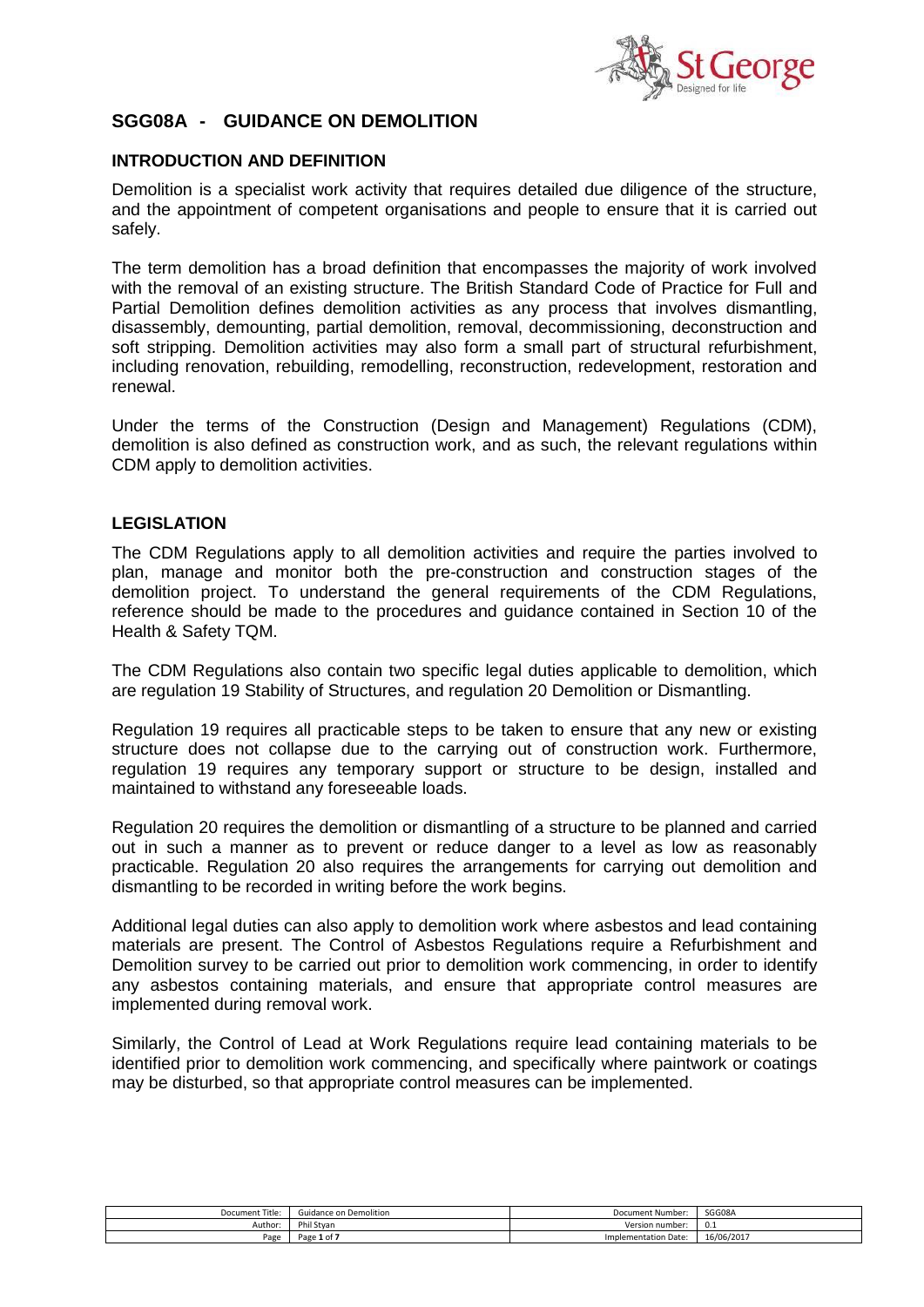# SGG08A - GUIDANCE ON DEMOLITION

## INTRODUCTION AND DEFINITION

Demolition is a specialist work activity that requires detailed due diligence of the structure, and the appointment of competent organisations and people to ensure that it is carried out safely.

The term demolition has a broad definition that encompasses the majority of work involved with the removal of an existing structure. The British Standard Code of Practice for Full and Partial Demolition defines demolition activities as any process that involves dismantling, disassembly, demounting, partial demolition, removal, decommissioning, deconstruction and soft stripping. Demolition activities may also form a small part of structural refurbishment, including renovation, rebuilding, remodelling, reconstruction, redevelopment, restoration and renewal.

Under the terms of the Construction (Design and Management) Regulations (CDM), demolition is also defined as construction work, and as such, the relevant regulations within CDM apply to demolition activities.

## LEGISLATION

The CDM Regulations apply to all demolition activities and require the parties involved to plan, manage and monitor both the pre-construction and construction stages of the demolition project. To understand the general requirements of the CDM Regulations, reference should be made to the procedures and guidance contained in Section 10 of the Health & Safety TQM.

The CDM Regulations also contain two specific legal duties applicable to demolition, which are regulation 19 Stability of Structures, and regulation 20 Demolition or Dismantling.

Regulation 19 requires all practicable steps to be taken to ensure that any new or existing structure does not collapse due to the carrying out of construction work. Furthermore, regulation 19 requires any temporary support or structure to be design, installed and maintained to withstand any foreseeable loads.

Regulation 20 requires the demolition or dismantling of a structure to be planned and carried out in such a manner as to prevent or reduce danger to a level as low as reasonably practicable. Regulation 20 also requires the arrangements for carrying out demolition and dismantling to be recorded in writing before the work begins.

Additional legal duties can also apply to demolition work where asbestos and lead containing materials are present. The Control of Asbestos Regulations require a Refurbishment and Demolition survey to be carried out prior to demolition work commencing, in order to identify any asbestos containing materials, and ensure that appropriate control measures are implemented during removal work.

Similarly, the Control of Lead at Work Regulations require lead containing materials to be identified prior to demolition work commencing, and specifically where paintwork or coatings may be disturbed, so that appropriate control measures can be implemented.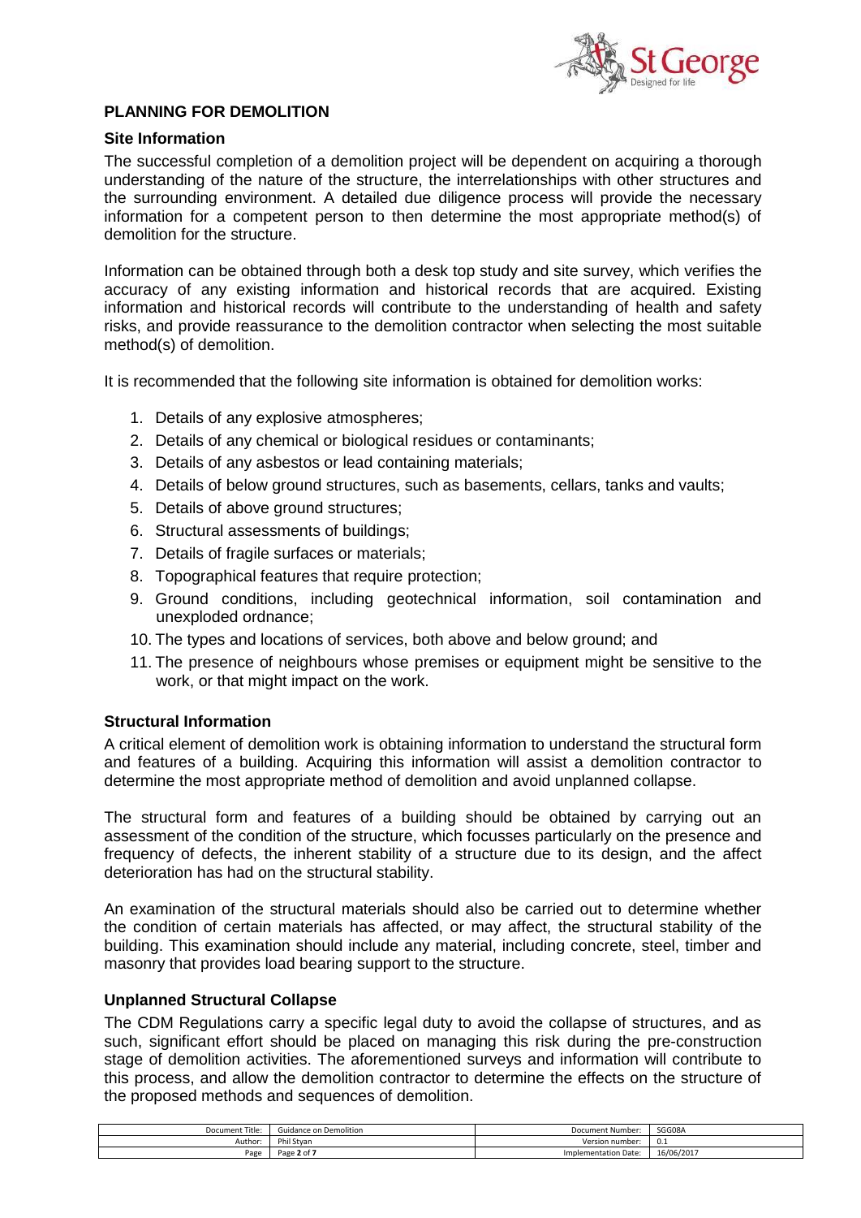## PLANNING FOR DEMOLITION

### Site Information

The successful completion of a demolition project will be dependent on acquiring a thorough understanding of the nature of the structure, the interrelationships with other structures and the surrounding environment. A detailed due diligence process will provide the necessary information for a competent person to then determine the most appropriate method(s) of demolition for the structure.

Information can be obtained through both a desk top study and site survey, which verifies the accuracy of any existing information and historical records that are acquired. Existing information and historical records will contribute to the understanding of health and safety risks, and provide reassurance to the demolition contractor when selecting the most suitable method(s) of demolition.

It is recommended that the following site information is obtained for demolition works:

1. Details of any explosive atmospheres;
2. Details of any chemical or biological residues or contaminants;
3. Details of any asbestos or lead containing materials;
4. Details of below ground structures, such as basements, cellars, tanks and vaults;
5. Details of above ground structures;
6. Structural assessments of buildings;
7. Details of fragile surfaces or materials;
8. Topographical features that require protection;
9. Ground conditions, including geotechnical information, soil contamination and unexploded ordnance;
10. The types and locations of services, both above and below ground; and
11. The presence of neighbours whose premises or equipment might be sensitive to the work, or that might impact on the work.

### Structural Information

A critical element of demolition work is obtaining information to understand the structural form and features of a building. Acquiring this information will assist a demolition contractor to determine the most appropriate method of demolition and avoid unplanned collapse.

The structural form and features of a building should be obtained by carrying out an assessment of the condition of the structure, which focusses particularly on the presence and frequency of defects, the inherent stability of a structure due to its design, and the affect deterioration has had on the structural stability.

An examination of the structural materials should also be carried out to determine whether the condition of certain materials has affected, or may affect, the structural stability of the building. This examination should include any material, including concrete, steel, timber and masonry that provides load bearing support to the structure.

### Unplanned Structural Collapse

The CDM Regulations carry a specific legal duty to avoid the collapse of structures, and as such, significant effort should be placed on managing this risk during the pre-construction stage of demolition activities. The aforementioned surveys and information will contribute to this process, and allow the demolition contractor to determine the effects on the structure of the proposed methods and sequences of demolition.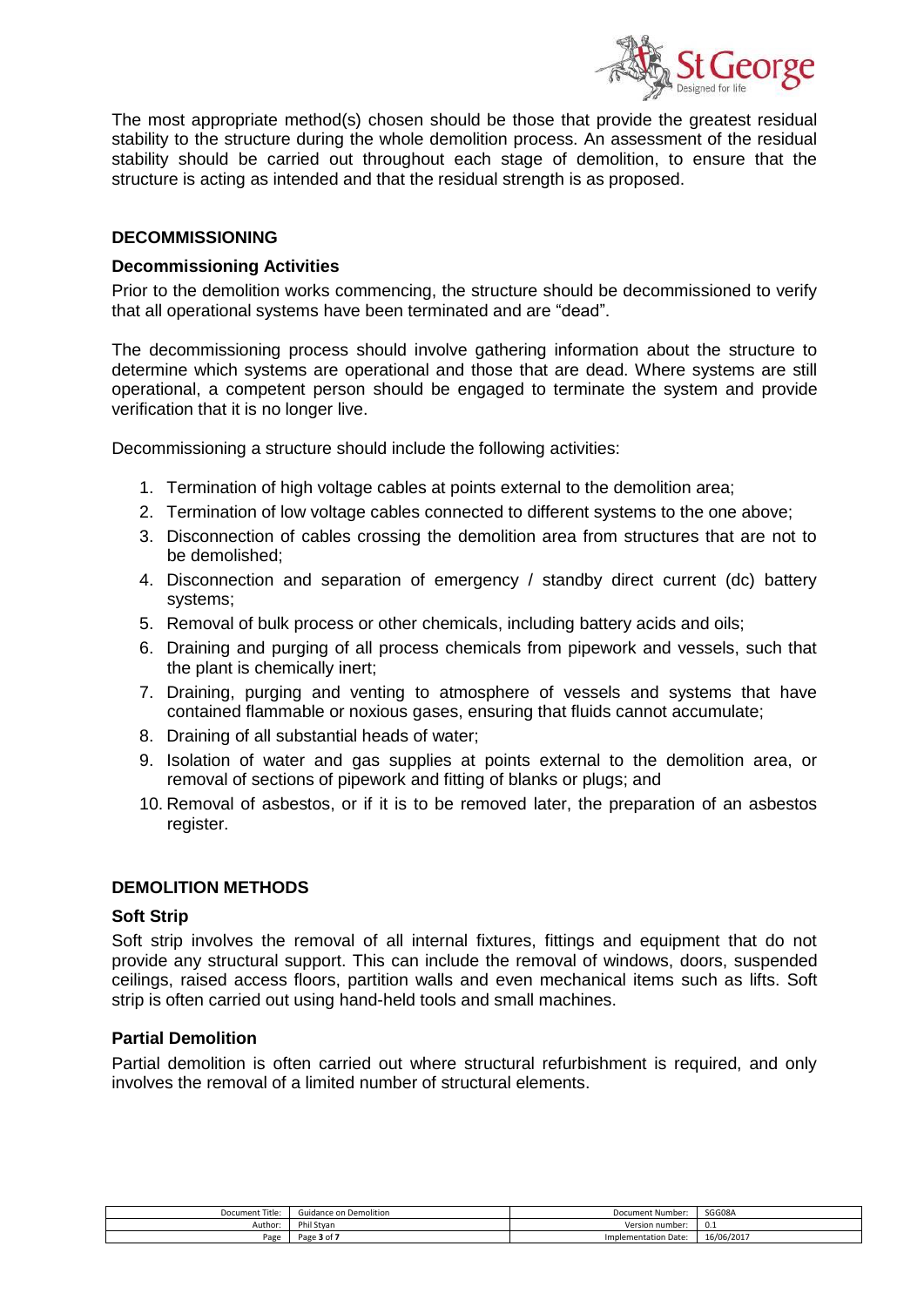The most appropriate method(s) chosen should be those that provide the greatest residual stability to the structure during the whole demolition process. An assessment of the residual stability should be carried out throughout each stage of demolition, to ensure that the structure is acting as intended and that the residual strength is as proposed.

## DECOMMISSIONING

### Decommissioning Activities

Prior to the demolition works commencing, the structure should be decommissioned to verify that all operational systems have been terminated and are "dead".

The decommissioning process should involve gathering information about the structure to determine which systems are operational and those that are dead. Where systems are still operational, a competent person should be engaged to terminate the system and provide verification that it is no longer live.

Decommissioning a structure should include the following activities:

1. Termination of high voltage cables at points external to the demolition area;
2. Termination of low voltage cables connected to different systems to the one above;
3. Disconnection of cables crossing the demolition area from structures that are not to be demolished;
4. Disconnection and separation of emergency / standby direct current (dc) battery systems;
5. Removal of bulk process or other chemicals, including battery acids and oils;
6. Draining and purging of all process chemicals from pipework and vessels, such that the plant is chemically inert;
7. Draining, purging and venting to atmosphere of vessels and systems that have contained flammable or noxious gases, ensuring that fluids cannot accumulate;
8. Draining of all substantial heads of water;
9. Isolation of water and gas supplies at points external to the demolition area, or removal of sections of pipework and fitting of blanks or plugs; and
10. Removal of asbestos, or if it is to be removed later, the preparation of an asbestos register.

## DEMOLITION METHODS

### Soft Strip

Soft strip involves the removal of all internal fixtures, fittings and equipment that do not provide any structural support. This can include the removal of windows, doors, suspended ceilings, raised access floors, partition walls and even mechanical items such as lifts. Soft strip is often carried out using hand-held tools and small machines.

### Partial Demolition

Partial demolition is often carried out where structural refurbishment is required, and only involves the removal of a limited number of structural elements.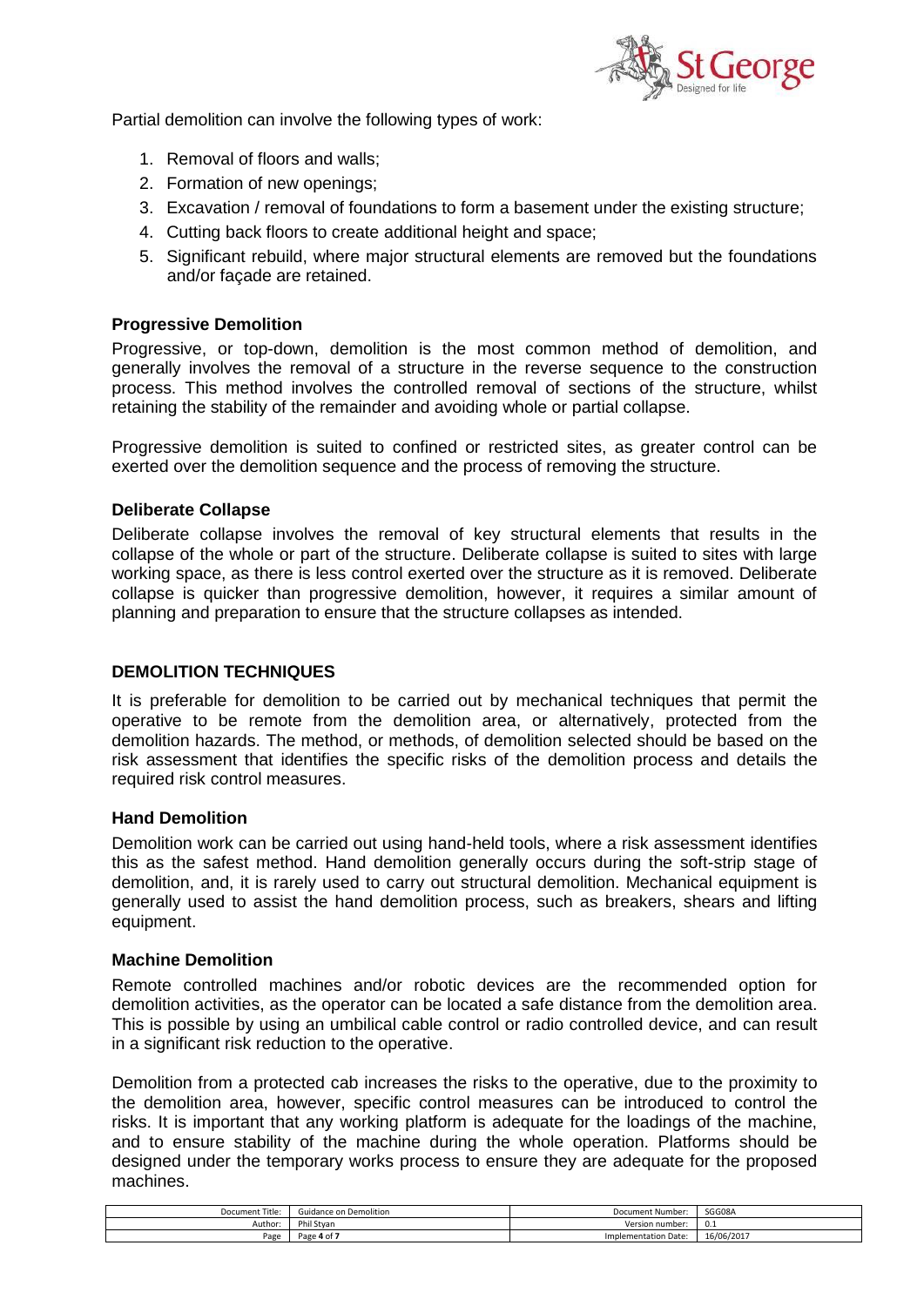Partial demolition can involve the following types of work:

1. Removal of floors and walls;
2. Formation of new openings;
3. Excavation / removal of foundations to form a basement under the existing structure;
4. Cutting back floors to create additional height and space;
5. Significant rebuild, where major structural elements are removed but the foundations and/or façade are retained.

### Progressive Demolition

Progressive, or top-down, demolition is the most common method of demolition, and generally involves the removal of a structure in the reverse sequence to the construction process. This method involves the controlled removal of sections of the structure, whilst retaining the stability of the remainder and avoiding whole or partial collapse.

Progressive demolition is suited to confined or restricted sites, as greater control can be exerted over the demolition sequence and the process of removing the structure.

### Deliberate Collapse

Deliberate collapse involves the removal of key structural elements that results in the collapse of the whole or part of the structure. Deliberate collapse is suited to sites with large working space, as there is less control exerted over the structure as it is removed. Deliberate collapse is quicker than progressive demolition, however, it requires a similar amount of planning and preparation to ensure that the structure collapses as intended.

## DEMOLITION TECHNIQUES

It is preferable for demolition to be carried out by mechanical techniques that permit the operative to be remote from the demolition area, or alternatively, protected from the demolition hazards. The method, or methods, of demolition selected should be based on the risk assessment that identifies the specific risks of the demolition process and details the required risk control measures.

### Hand Demolition

Demolition work can be carried out using hand-held tools, where a risk assessment identifies this as the safest method. Hand demolition generally occurs during the soft-strip stage of demolition, and, it is rarely used to carry out structural demolition. Mechanical equipment is generally used to assist the hand demolition process, such as breakers, shears and lifting equipment.

### Machine Demolition

Remote controlled machines and/or robotic devices are the recommended option for demolition activities, as the operator can be located a safe distance from the demolition area. This is possible by using an umbilical cable control or radio controlled device, and can result in a significant risk reduction to the operative.

Demolition from a protected cab increases the risks to the operative, due to the proximity to the demolition area, however, specific control measures can be introduced to control the risks. It is important that any working platform is adequate for the loadings of the machine, and to ensure stability of the machine during the whole operation. Platforms should be designed under the temporary works process to ensure they are adequate for the proposed machines.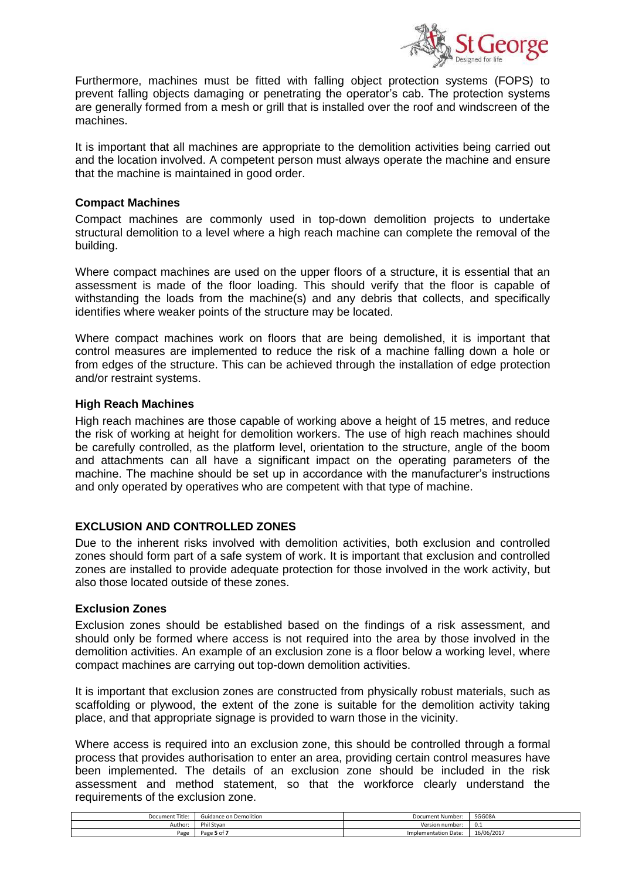Furthermore, machines must be fitted with falling object protection systems (FOPS) to prevent falling objects damaging or penetrating the operator's cab. The protection systems are generally formed from a mesh or grill that is installed over the roof and windscreen of the machines.

It is important that all machines are appropriate to the demolition activities being carried out and the location involved. A competent person must always operate the machine and ensure that the machine is maintained in good order.

### Compact Machines

Compact machines are commonly used in top-down demolition projects to undertake structural demolition to a level where a high reach machine can complete the removal of the building.

Where compact machines are used on the upper floors of a structure, it is essential that an assessment is made of the floor loading. This should verify that the floor is capable of withstanding the loads from the machine(s) and any debris that collects, and specifically identifies where weaker points of the structure may be located.

Where compact machines work on floors that are being demolished, it is important that control measures are implemented to reduce the risk of a machine falling down a hole or from edges of the structure. This can be achieved through the installation of edge protection and/or restraint systems.

### High Reach Machines

High reach machines are those capable of working above a height of 15 metres, and reduce the risk of working at height for demolition workers. The use of high reach machines should be carefully controlled, as the platform level, orientation to the structure, angle of the boom and attachments can all have a significant impact on the operating parameters of the machine. The machine should be set up in accordance with the manufacturer's instructions and only operated by operatives who are competent with that type of machine.

## EXCLUSION AND CONTROLLED ZONES

Due to the inherent risks involved with demolition activities, both exclusion and controlled zones should form part of a safe system of work. It is important that exclusion and controlled zones are installed to provide adequate protection for those involved in the work activity, but also those located outside of these zones.

### Exclusion Zones

Exclusion zones should be established based on the findings of a risk assessment, and should only be formed where access is not required into the area by those involved in the demolition activities. An example of an exclusion zone is a floor below a working level, where compact machines are carrying out top-down demolition activities.

It is important that exclusion zones are constructed from physically robust materials, such as scaffolding or plywood, the extent of the zone is suitable for the demolition activity taking place, and that appropriate signage is provided to warn those in the vicinity.

Where access is required into an exclusion zone, this should be controlled through a formal process that provides authorisation to enter an area, providing certain control measures have been implemented. The details of an exclusion zone should be included in the risk assessment and method statement, so that the workforce clearly understand the requirements of the exclusion zone.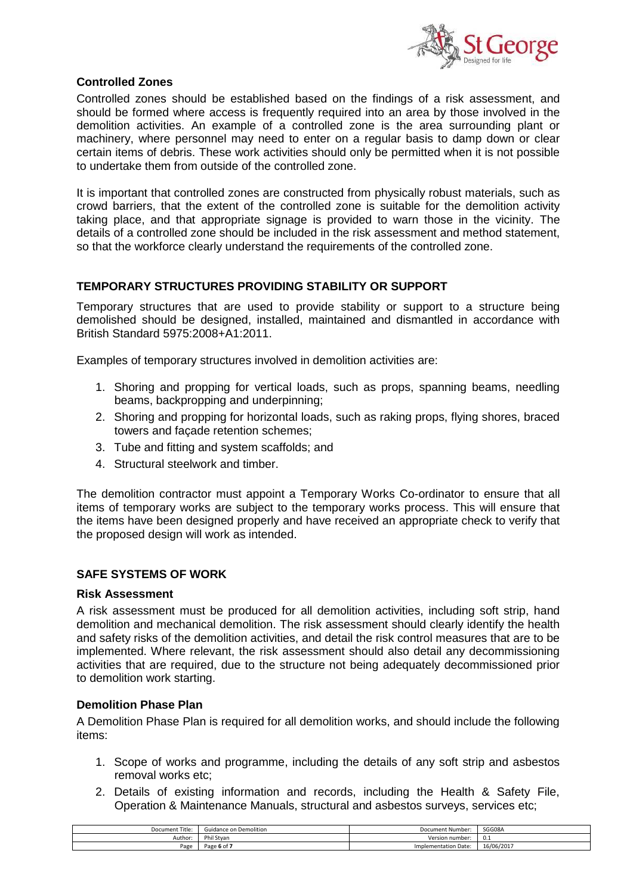### Controlled Zones

Controlled zones should be established based on the findings of a risk assessment, and should be formed where access is frequently required into an area by those involved in the demolition activities. An example of a controlled zone is the area surrounding plant or machinery, where personnel may need to enter on a regular basis to damp down or clear certain items of debris. These work activities should only be permitted when it is not possible to undertake them from outside of the controlled zone.

It is important that controlled zones are constructed from physically robust materials, such as crowd barriers, that the extent of the controlled zone is suitable for the demolition activity taking place, and that appropriate signage is provided to warn those in the vicinity. The details of a controlled zone should be included in the risk assessment and method statement, so that the workforce clearly understand the requirements of the controlled zone.

## TEMPORARY STRUCTURES PROVIDING STABILITY OR SUPPORT

Temporary structures that are used to provide stability or support to a structure being demolished should be designed, installed, maintained and dismantled in accordance with British Standard 5975:2008+A1:2011.

Examples of temporary structures involved in demolition activities are:

1. Shoring and propping for vertical loads, such as props, spanning beams, needling beams, backpropping and underpinning;
2. Shoring and propping for horizontal loads, such as raking props, flying shores, braced towers and façade retention schemes;
3. Tube and fitting and system scaffolds; and
4. Structural steelwork and timber.

The demolition contractor must appoint a Temporary Works Co-ordinator to ensure that all items of temporary works are subject to the temporary works process. This will ensure that the items have been designed properly and have received an appropriate check to verify that the proposed design will work as intended.

## SAFE SYSTEMS OF WORK

### Risk Assessment

A risk assessment must be produced for all demolition activities, including soft strip, hand demolition and mechanical demolition. The risk assessment should clearly identify the health and safety risks of the demolition activities, and detail the risk control measures that are to be implemented. Where relevant, the risk assessment should also detail any decommissioning activities that are required, due to the structure not being adequately decommissioned prior to demolition work starting.

### Demolition Phase Plan

A Demolition Phase Plan is required for all demolition works, and should include the following items:

1. Scope of works and programme, including the details of any soft strip and asbestos removal works etc;
2. Details of existing information and records, including the Health & Safety File, Operation & Maintenance Manuals, structural and asbestos surveys, services etc;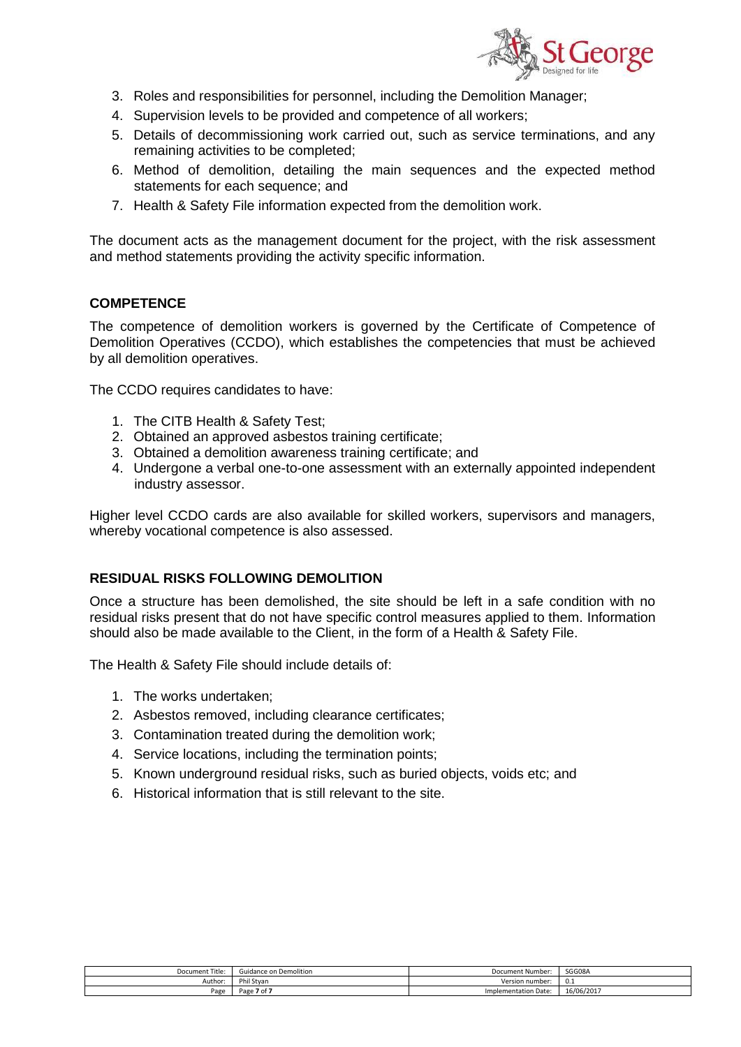3. Roles and responsibilities for personnel, including the Demolition Manager;
4. Supervision levels to be provided and competence of all workers;
5. Details of decommissioning work carried out, such as service terminations, and any remaining activities to be completed;
6. Method of demolition, detailing the main sequences and the expected method statements for each sequence; and
7. Health & Safety File information expected from the demolition work.

The document acts as the management document for the project, with the risk assessment and method statements providing the activity specific information.

## COMPETENCE

The competence of demolition workers is governed by the Certificate of Competence of Demolition Operatives (CCDO), which establishes the competencies that must be achieved by all demolition operatives.

The CCDO requires candidates to have:

1. The CITB Health & Safety Test;
2. Obtained an approved asbestos training certificate;
3. Obtained a demolition awareness training certificate; and
4. Undergone a verbal one-to-one assessment with an externally appointed independent industry assessor.

Higher level CCDO cards are also available for skilled workers, supervisors and managers, whereby vocational competence is also assessed.

## RESIDUAL RISKS FOLLOWING DEMOLITION

Once a structure has been demolished, the site should be left in a safe condition with no residual risks present that do not have specific control measures applied to them. Information should also be made available to the Client, in the form of a Health & Safety File.

The Health & Safety File should include details of:

1. The works undertaken;
2. Asbestos removed, including clearance certificates;
3. Contamination treated during the demolition work;
4. Service locations, including the termination points;
5. Known underground residual risks, such as buried objects, voids etc; and
6. Historical information that is still relevant to the site.